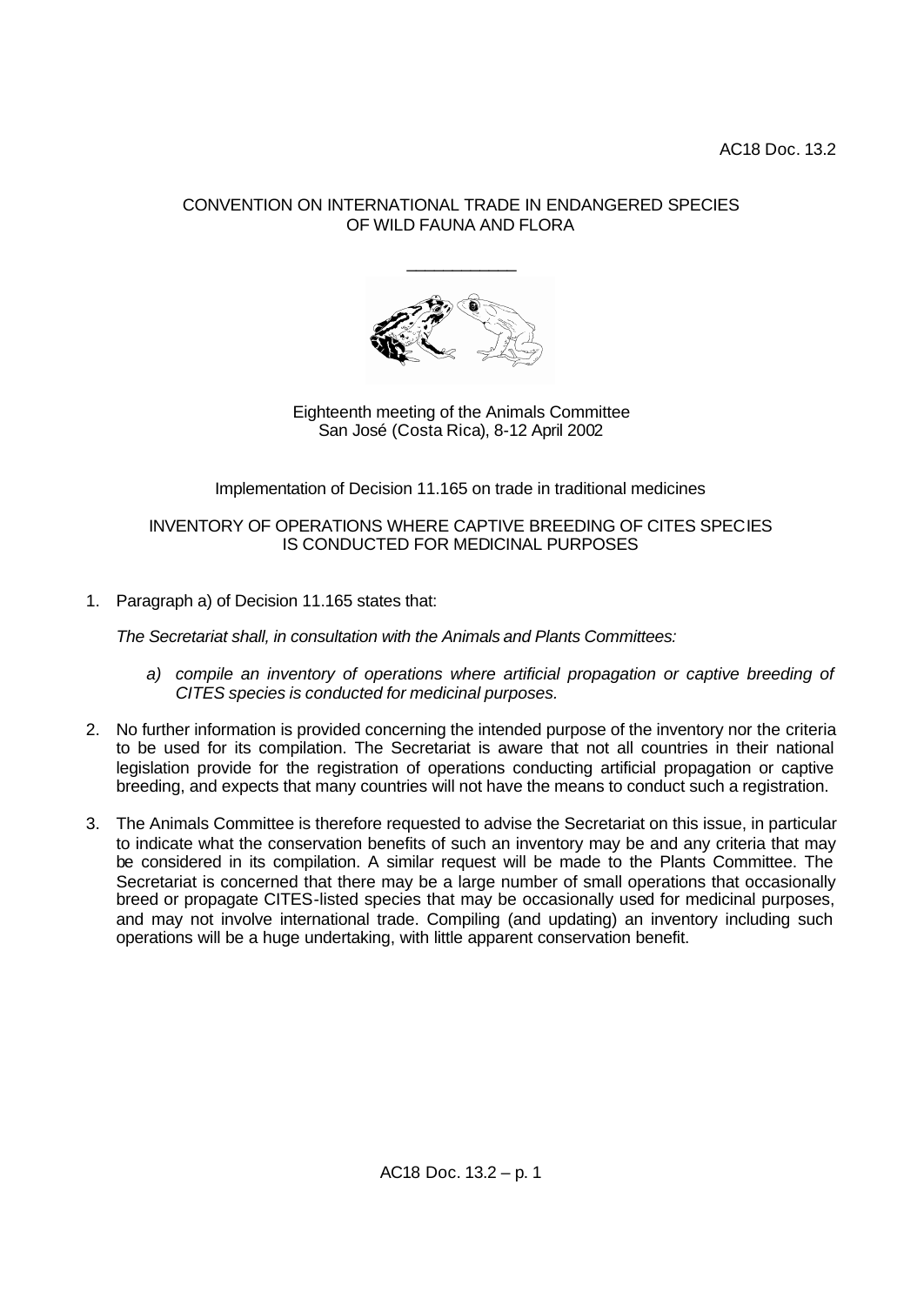AC18 Doc. 13.2

CONVENTION ON INTERNATIONAL TRADE IN ENDANGERED SPECIES
OF WILD FAUNA AND FLORA

Eighteenth meeting of the Animals Committee
San José (Costa Rica), 8-12 April 2002

Implementation of Decision 11.165 on trade in traditional medicines

INVENTORY OF OPERATIONS WHERE CAPTIVE BREEDING OF CITES SPECIES
IS CONDUCTED FOR MEDICINAL PURPOSES

1. Paragraph a) of Decision 11.165 states that:

   *The Secretariat shall, in consultation with the Animals and Plants Committees:*

   *a) compile an inventory of operations where artificial propagation or captive breeding of CITES species is conducted for medicinal purposes.*

2. No further information is provided concerning the intended purpose of the inventory nor the criteria to be used for its compilation. The Secretariat is aware that not all countries in their national legislation provide for the registration of operations conducting artificial propagation or captive breeding, and expects that many countries will not have the means to conduct such a registration.

3. The Animals Committee is therefore requested to advise the Secretariat on this issue, in particular to indicate what the conservation benefits of such an inventory may be and any criteria that may be considered in its compilation. A similar request will be made to the Plants Committee. The Secretariat is concerned that there may be a large number of small operations that occasionally breed or propagate CITES-listed species that may be occasionally used for medicinal purposes, and may not involve international trade. Compiling (and updating) an inventory including such operations will be a huge undertaking, with little apparent conservation benefit.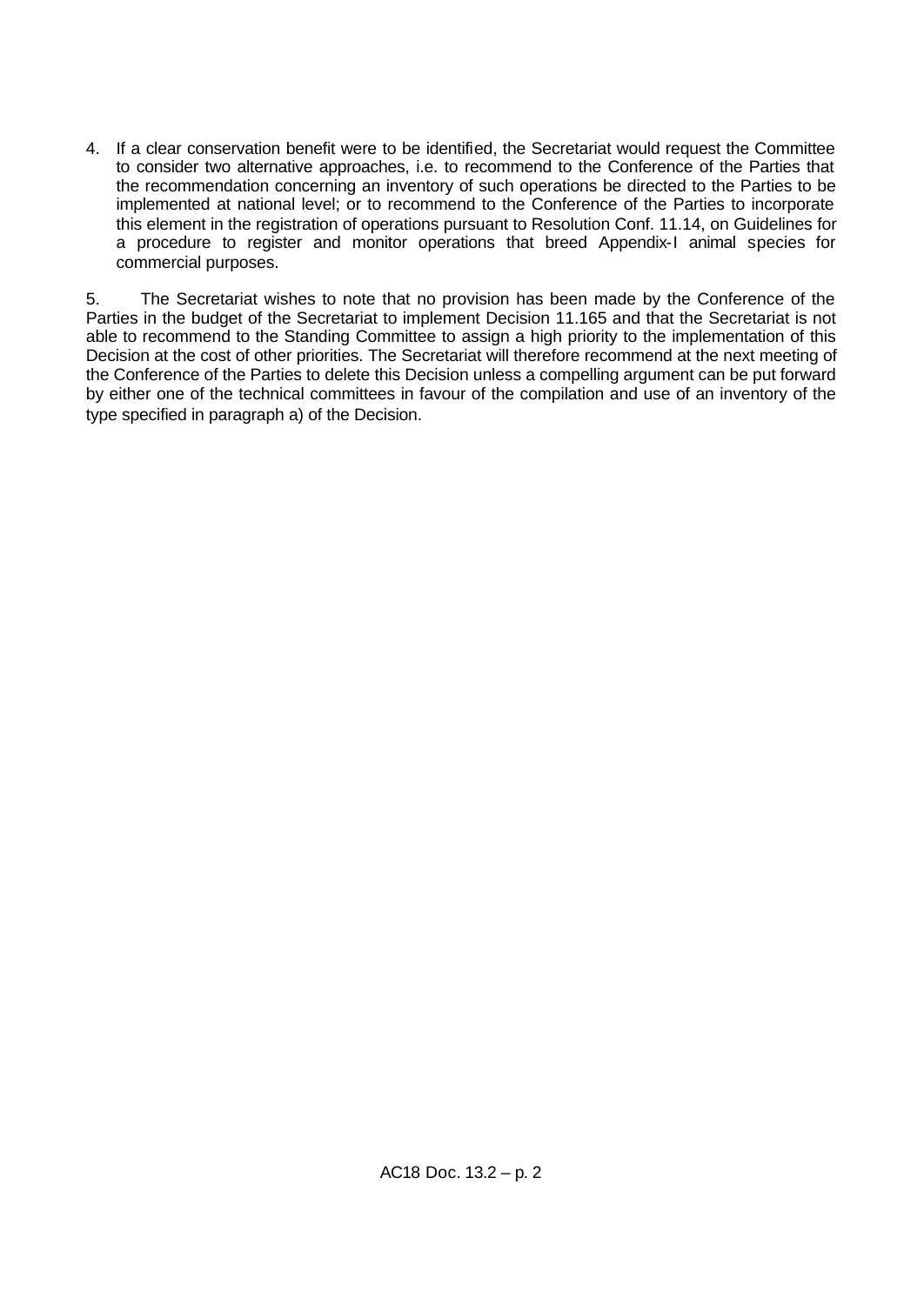4. If a clear conservation benefit were to be identified, the Secretariat would request the Committee to consider two alternative approaches, i.e. to recommend to the Conference of the Parties that the recommendation concerning an inventory of such operations be directed to the Parties to be implemented at national level; or to recommend to the Conference of the Parties to incorporate this element in the registration of operations pursuant to Resolution Conf. 11.14, on Guidelines for a procedure to register and monitor operations that breed Appendix-I animal species for commercial purposes.

5. The Secretariat wishes to note that no provision has been made by the Conference of the Parties in the budget of the Secretariat to implement Decision 11.165 and that the Secretariat is not able to recommend to the Standing Committee to assign a high priority to the implementation of this Decision at the cost of other priorities. The Secretariat will therefore recommend at the next meeting of the Conference of the Parties to delete this Decision unless a compelling argument can be put forward by either one of the technical committees in favour of the compilation and use of an inventory of the type specified in paragraph a) of the Decision.